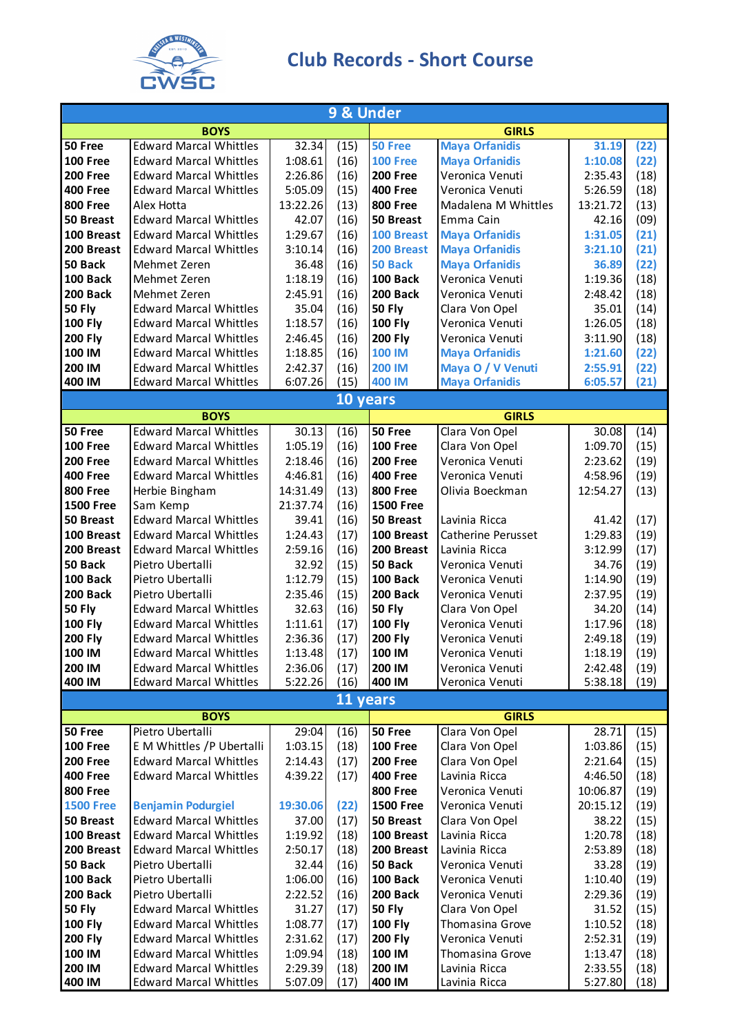# Club Records - Short Course

| 9 & Under | | | | | | | |
|---|---|---|---|---|---|---|---|
| **BOYS** | | | | **GIRLS** | | | |
| **50 Free** | Edward Marcal Whittles | 32.34 | (15) | **50 Free** | **Maya Orfanidis** | **31.19** | **(22)** |
| **100 Free** | Edward Marcal Whittles | 1:08.61 | (16) | **100 Free** | **Maya Orfanidis** | **1:10.08** | **(22)** |
| **200 Free** | Edward Marcal Whittles | 2:26.86 | (16) | **200 Free** | Veronica Venuti | 2:35.43 | (18) |
| **400 Free** | Edward Marcal Whittles | 5:05.09 | (15) | **400 Free** | Veronica Venuti | 5:26.59 | (18) |
| **800 Free** | Alex Hotta | 13:22.26 | (13) | **800 Free** | Madalena M Whittles | 13:21.72 | (13) |
| **50 Breast** | Edward Marcal Whittles | 42.07 | (16) | **50 Breast** | Emma Cain | 42.16 | (09) |
| **100 Breast** | Edward Marcal Whittles | 1:29.67 | (16) | **100 Breast** | **Maya Orfanidis** | **1:31.05** | **(21)** |
| **200 Breast** | Edward Marcal Whittles | 3:10.14 | (16) | **200 Breast** | **Maya Orfanidis** | **3:21.10** | **(21)** |
| **50 Back** | Mehmet Zeren | 36.48 | (16) | **50 Back** | **Maya Orfanidis** | **36.89** | **(22)** |
| **100 Back** | Mehmet Zeren | 1:18.19 | (16) | **100 Back** | Veronica Venuti | 1:19.36 | (18) |
| **200 Back** | Mehmet Zeren | 2:45.91 | (16) | **200 Back** | Veronica Venuti | 2:48.42 | (18) |
| **50 Fly** | Edward Marcal Whittles | 35.04 | (16) | **50 Fly** | Clara Von Opel | 35.01 | (14) |
| **100 Fly** | Edward Marcal Whittles | 1:18.57 | (16) | **100 Fly** | Veronica Venuti | 1:26.05 | (18) |
| **200 Fly** | Edward Marcal Whittles | 2:46.45 | (16) | **200 Fly** | Veronica Venuti | 3:11.90 | (18) |
| **100 IM** | Edward Marcal Whittles | 1:18.85 | (16) | **100 IM** | **Maya Orfanidis** | **1:21.60** | **(22)** |
| **200 IM** | Edward Marcal Whittles | 2:42.37 | (16) | **200 IM** | **Maya O / V Venuti** | **2:55.91** | **(22)** |
| **400 IM** | Edward Marcal Whittles | 6:07.26 | (15) | **400 IM** | **Maya Orfanidis** | **6:05.57** | **(21)** |

| 10 years | | | | | | | |
|---|---|---|---|---|---|---|---|
| **BOYS** | | | | **GIRLS** | | | |
| **50 Free** | Edward Marcal Whittles | 30.13 | (16) | **50 Free** | Clara Von Opel | 30.08 | (14) |
| **100 Free** | Edward Marcal Whittles | 1:05.19 | (16) | **100 Free** | Clara Von Opel | 1:09.70 | (15) |
| **200 Free** | Edward Marcal Whittles | 2:18.46 | (16) | **200 Free** | Veronica Venuti | 2:23.62 | (19) |
| **400 Free** | Edward Marcal Whittles | 4:46.81 | (16) | **400 Free** | Veronica Venuti | 4:58.96 | (19) |
| **800 Free** | Herbie Bingham | 14:31.49 | (13) | **800 Free** | Olivia Boeckman | 12:54.27 | (13) |
| **1500 Free** | Sam Kemp | 21:37.74 | (16) | **1500 Free** | | | |
| **50 Breast** | Edward Marcal Whittles | 39.41 | (16) | **50 Breast** | Lavinia Ricca | 41.42 | (17) |
| **100 Breast** | Edward Marcal Whittles | 1:24.43 | (17) | **100 Breast** | Catherine Perusset | 1:29.83 | (19) |
| **200 Breast** | Edward Marcal Whittles | 2:59.16 | (16) | **200 Breast** | Lavinia Ricca | 3:12.99 | (17) |
| **50 Back** | Pietro Ubertalli | 32.92 | (15) | **50 Back** | Veronica Venuti | 34.76 | (19) |
| **100 Back** | Pietro Ubertalli | 1:12.79 | (15) | **100 Back** | Veronica Venuti | 1:14.90 | (19) |
| **200 Back** | Pietro Ubertalli | 2:35.46 | (15) | **200 Back** | Veronica Venuti | 2:37.95 | (19) |
| **50 Fly** | Edward Marcal Whittles | 32.63 | (16) | **50 Fly** | Clara Von Opel | 34.20 | (14) |
| **100 Fly** | Edward Marcal Whittles | 1:11.61 | (17) | **100 Fly** | Veronica Venuti | 1:17.96 | (18) |
| **200 Fly** | Edward Marcal Whittles | 2:36.36 | (17) | **200 Fly** | Veronica Venuti | 2:49.18 | (19) |
| **100 IM** | Edward Marcal Whittles | 1:13.48 | (17) | **100 IM** | Veronica Venuti | 1:18.19 | (19) |
| **200 IM** | Edward Marcal Whittles | 2:36.06 | (17) | **200 IM** | Veronica Venuti | 2:42.48 | (19) |
| **400 IM** | Edward Marcal Whittles | 5:22.26 | (16) | **400 IM** | Veronica Venuti | 5:38.18 | (19) |

| 11 years | | | | | | | |
|---|---|---|---|---|---|---|---|
| **BOYS** | | | | **GIRLS** | | | |
| **50 Free** | Pietro Ubertalli | 29:04 | (16) | **50 Free** | Clara Von Opel | 28.71 | (15) |
| **100 Free** | E M Whittles /P Ubertalli | 1:03.15 | (18) | **100 Free** | Clara Von Opel | 1:03.86 | (15) |
| **200 Free** | Edward Marcal Whittles | 2:14.43 | (17) | **200 Free** | Clara Von Opel | 2:21.64 | (15) |
| **400 Free** | Edward Marcal Whittles | 4:39.22 | (17) | **400 Free** | Lavinia Ricca | 4:46.50 | (18) |
| **800 Free** | | | | **800 Free** | Veronica Venuti | 10:06.87 | (19) |
| **1500 Free** | **Benjamin Podurgiel** | **19:30.06** | **(22)** | **1500 Free** | Veronica Venuti | 20:15.12 | (19) |
| **50 Breast** | Edward Marcal Whittles | 37.00 | (17) | **50 Breast** | Clara Von Opel | 38.22 | (15) |
| **100 Breast** | Edward Marcal Whittles | 1:19.92 | (18) | **100 Breast** | Lavinia Ricca | 1:20.78 | (18) |
| **200 Breast** | Edward Marcal Whittles | 2:50.17 | (18) | **200 Breast** | Lavinia Ricca | 2:53.89 | (18) |
| **50 Back** | Pietro Ubertalli | 32.44 | (16) | **50 Back** | Veronica Venuti | 33.28 | (19) |
| **100 Back** | Pietro Ubertalli | 1:06.00 | (16) | **100 Back** | Veronica Venuti | 1:10.40 | (19) |
| **200 Back** | Pietro Ubertalli | 2:22.52 | (16) | **200 Back** | Veronica Venuti | 2:29.36 | (19) |
| **50 Fly** | Edward Marcal Whittles | 31.27 | (17) | **50 Fly** | Clara Von Opel | 31.52 | (15) |
| **100 Fly** | Edward Marcal Whittles | 1:08.77 | (17) | **100 Fly** | Thomasina Grove | 1:10.52 | (18) |
| **200 Fly** | Edward Marcal Whittles | 2:31.62 | (17) | **200 Fly** | Veronica Venuti | 2:52.31 | (19) |
| **100 IM** | Edward Marcal Whittles | 1:09.94 | (18) | **100 IM** | Thomasina Grove | 1:13.47 | (18) |
| **200 IM** | Edward Marcal Whittles | 2:29.39 | (18) | **200 IM** | Lavinia Ricca | 2:33.55 | (18) |
| **400 IM** | Edward Marcal Whittles | 5:07.09 | (17) | **400 IM** | Lavinia Ricca | 5:27.80 | (18) |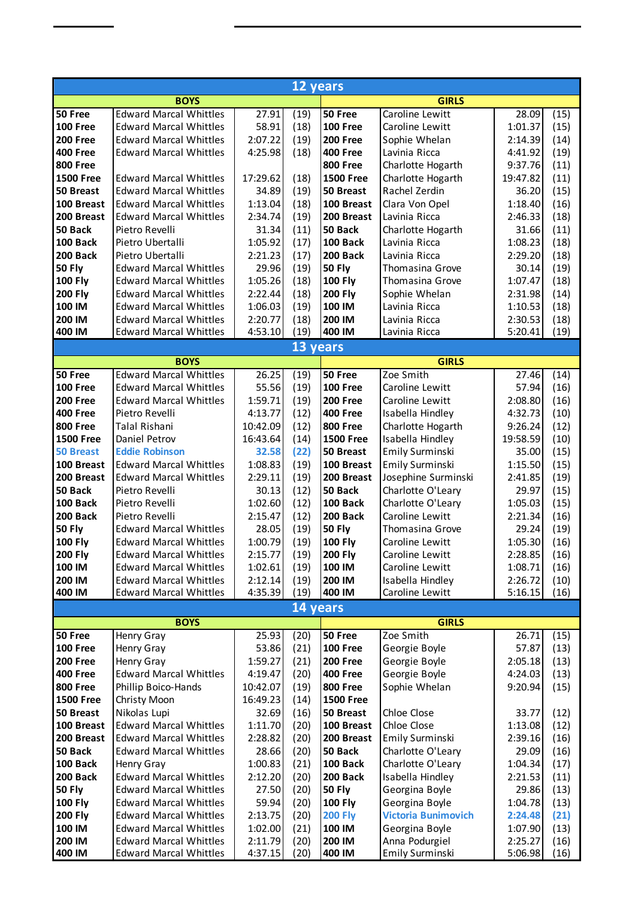| 12 years | | | | | | | |
|---|---|---|---|---|---|---|---|
| **BOYS** | | | | **GIRLS** | | | |
| **50 Free** | Edward Marcal Whittles | 27.91 | (19) | **50 Free** | Caroline Lewitt | 28.09 | (15) |
| **100 Free** | Edward Marcal Whittles | 58.91 | (18) | **100 Free** | Caroline Lewitt | 1:01.37 | (15) |
| **200 Free** | Edward Marcal Whittles | 2:07.22 | (19) | **200 Free** | Sophie Whelan | 2:14.39 | (14) |
| **400 Free** | Edward Marcal Whittles | 4:25.98 | (18) | **400 Free** | Lavinia Ricca | 4:41.92 | (19) |
| **800 Free** | | | | **800 Free** | Charlotte Hogarth | 9:37.76 | (11) |
| **1500 Free** | Edward Marcal Whittles | 17:29.62 | (18) | **1500 Free** | Charlotte Hogarth | 19:47.82 | (11) |
| **50 Breast** | Edward Marcal Whittles | 34.89 | (19) | **50 Breast** | Rachel Zerdin | 36.20 | (15) |
| **100 Breast** | Edward Marcal Whittles | 1:13.04 | (18) | **100 Breast** | Clara Von Opel | 1:18.40 | (16) |
| **200 Breast** | Edward Marcal Whittles | 2:34.74 | (19) | **200 Breast** | Lavinia Ricca | 2:46.33 | (18) |
| **50 Back** | Pietro Revelli | 31.34 | (11) | **50 Back** | Charlotte Hogarth | 31.66 | (11) |
| **100 Back** | Pietro Ubertalli | 1:05.92 | (17) | **100 Back** | Lavinia Ricca | 1:08.23 | (18) |
| **200 Back** | Pietro Ubertalli | 2:21.23 | (17) | **200 Back** | Lavinia Ricca | 2:29.20 | (18) |
| **50 Fly** | Edward Marcal Whittles | 29.96 | (19) | **50 Fly** | Thomasina Grove | 30.14 | (19) |
| **100 Fly** | Edward Marcal Whittles | 1:05.26 | (18) | **100 Fly** | Thomasina Grove | 1:07.47 | (18) |
| **200 Fly** | Edward Marcal Whittles | 2:22.44 | (18) | **200 Fly** | Sophie Whelan | 2:31.98 | (14) |
| **100 IM** | Edward Marcal Whittles | 1:06.03 | (19) | **100 IM** | Lavinia Ricca | 1:10.53 | (18) |
| **200 IM** | Edward Marcal Whittles | 2:20.77 | (18) | **200 IM** | Lavinia Ricca | 2:30.53 | (18) |
| **400 IM** | Edward Marcal Whittles | 4:53.10 | (19) | **400 IM** | Lavinia Ricca | 5:20.41 | (19) |
| **13 years** | | | | | | | |
| **BOYS** | | | | **GIRLS** | | | |
| **50 Free** | Edward Marcal Whittles | 26.25 | (19) | **50 Free** | Zoe Smith | 27.46 | (14) |
| **100 Free** | Edward Marcal Whittles | 55.56 | (19) | **100 Free** | Caroline Lewitt | 57.94 | (16) |
| **200 Free** | Edward Marcal Whittles | 1:59.71 | (19) | **200 Free** | Caroline Lewitt | 2:08.80 | (16) |
| **400 Free** | Pietro Revelli | 4:13.77 | (12) | **400 Free** | Isabella Hindley | 4:32.73 | (10) |
| **800 Free** | Talal Rishani | 10:42.09 | (12) | **800 Free** | Charlotte Hogarth | 9:26.24 | (12) |
| **1500 Free** | Daniel Petrov | 16:43.64 | (14) | **1500 Free** | Isabella Hindley | 19:58.59 | (10) |
| **50 Breast** | **Eddie Robinson** | **32.58** | **(22)** | **50 Breast** | Emily Surminski | 35.00 | (15) |
| **100 Breast** | Edward Marcal Whittles | 1:08.83 | (19) | **100 Breast** | Emily Surminski | 1:15.50 | (15) |
| **200 Breast** | Edward Marcal Whittles | 2:29.11 | (19) | **200 Breast** | Josephine Surminski | 2:41.85 | (19) |
| **50 Back** | Pietro Revelli | 30.13 | (12) | **50 Back** | Charlotte O'Leary | 29.97 | (15) |
| **100 Back** | Pietro Revelli | 1:02.60 | (12) | **100 Back** | Charlotte O'Leary | 1:05.03 | (15) |
| **200 Back** | Pietro Revelli | 2:15.47 | (12) | **200 Back** | Caroline Lewitt | 2:21.34 | (16) |
| **50 Fly** | Edward Marcal Whittles | 28.05 | (19) | **50 Fly** | Thomasina Grove | 29.24 | (19) |
| **100 Fly** | Edward Marcal Whittles | 1:00.79 | (19) | **100 Fly** | Caroline Lewitt | 1:05.30 | (16) |
| **200 Fly** | Edward Marcal Whittles | 2:15.77 | (19) | **200 Fly** | Caroline Lewitt | 2:28.85 | (16) |
| **100 IM** | Edward Marcal Whittles | 1:02.61 | (19) | **100 IM** | Caroline Lewitt | 1:08.71 | (16) |
| **200 IM** | Edward Marcal Whittles | 2:12.14 | (19) | **200 IM** | Isabella Hindley | 2:26.72 | (10) |
| **400 IM** | Edward Marcal Whittles | 4:35.39 | (19) | **400 IM** | Caroline Lewitt | 5:16.15 | (16) |
| **14 years** | | | | | | | |
| **BOYS** | | | | **GIRLS** | | | |
| **50 Free** | Henry Gray | 25.93 | (20) | **50 Free** | Zoe Smith | 26.71 | (15) |
| **100 Free** | Henry Gray | 53.86 | (21) | **100 Free** | Georgie Boyle | 57.87 | (13) |
| **200 Free** | Henry Gray | 1:59.27 | (21) | **200 Free** | Georgie Boyle | 2:05.18 | (13) |
| **400 Free** | Edward Marcal Whittles | 4:19.47 | (20) | **400 Free** | Georgie Boyle | 4:24.03 | (13) |
| **800 Free** | Phillip Boico-Hands | 10:42.07 | (19) | **800 Free** | Sophie Whelan | 9:20.94 | (15) |
| **1500 Free** | Christy Moon | 16:49.23 | (14) | **1500 Free** | | | |
| **50 Breast** | Nikolas Lupi | 32.69 | (16) | **50 Breast** | Chloe Close | 33.77 | (12) |
| **100 Breast** | Edward Marcal Whittles | 1:11.70 | (20) | **100 Breast** | Chloe Close | 1:13.08 | (12) |
| **200 Breast** | Edward Marcal Whittles | 2:28.82 | (20) | **200 Breast** | Emily Surminski | 2:39.16 | (16) |
| **50 Back** | Edward Marcal Whittles | 28.66 | (20) | **50 Back** | Charlotte O'Leary | 29.09 | (16) |
| **100 Back** | Henry Gray | 1:00.83 | (21) | **100 Back** | Charlotte O'Leary | 1:04.34 | (17) |
| **200 Back** | Edward Marcal Whittles | 2:12.20 | (20) | **200 Back** | Isabella Hindley | 2:21.53 | (11) |
| **50 Fly** | Edward Marcal Whittles | 27.50 | (20) | **50 Fly** | Georgina Boyle | 29.86 | (13) |
| **100 Fly** | Edward Marcal Whittles | 59.94 | (20) | **100 Fly** | Georgina Boyle | 1:04.78 | (13) |
| **200 Fly** | Edward Marcal Whittles | 2:13.75 | (20) | **200 Fly** | **Victoria Bunimovich** | **2:24.48** | **(21)** |
| **100 IM** | Edward Marcal Whittles | 1:02.00 | (21) | **100 IM** | Georgina Boyle | 1:07.90 | (13) |
| **200 IM** | Edward Marcal Whittles | 2:11.79 | (20) | **200 IM** | Anna Podurgiel | 2:25.27 | (16) |
| **400 IM** | Edward Marcal Whittles | 4:37.15 | (20) | **400 IM** | Emily Surminski | 5:06.98 | (16) |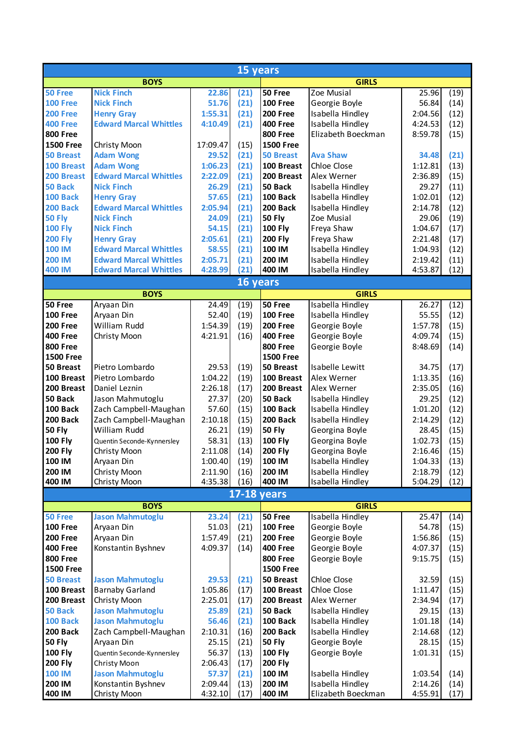| 15 years | | | | | | | |
|---|---|---|---|---|---|---|---|
| **BOYS** | | | | **GIRLS** | | | |
| **50 Free** | **Nick Finch** | **22.86** | **(21)** | **50 Free** | Zoe Musial | 25.96 | (19) |
| **100 Free** | **Nick Finch** | **51.76** | **(21)** | **100 Free** | Georgie Boyle | 56.84 | (14) |
| **200 Free** | **Henry Gray** | **1:55.31** | **(21)** | **200 Free** | Isabella Hindley | 2:04.56 | (12) |
| **400 Free** | **Edward Marcal Whittles** | **4:10.49** | **(21)** | **400 Free** | Isabella Hindley | 4:24.53 | (12) |
| **800 Free** | | | | **800 Free** | Elizabeth Boeckman | 8:59.78 | (15) |
| **1500 Free** | Christy Moon | 17:09.47 | (15) | **1500 Free** | | | |
| **50 Breast** | **Adam Wong** | **29.52** | **(21)** | **50 Breast** | **Ava Shaw** | **34.48** | **(21)** |
| **100 Breast** | **Adam Wong** | **1:06.23** | **(21)** | **100 Breast** | Chloe Close | 1:12.81 | (13) |
| **200 Breast** | **Edward Marcal Whittles** | **2:22.09** | **(21)** | **200 Breast** | Alex Werner | 2:36.89 | (15) |
| **50 Back** | **Nick Finch** | **26.29** | **(21)** | **50 Back** | Isabella Hindley | 29.27 | (11) |
| **100 Back** | **Henry Gray** | **57.65** | **(21)** | **100 Back** | Isabella Hindley | 1:02.01 | (12) |
| **200 Back** | **Edward Marcal Whittles** | **2:05.94** | **(21)** | **200 Back** | Isabella Hindley | 2:14.78 | (12) |
| **50 Fly** | **Nick Finch** | **24.09** | **(21)** | **50 Fly** | Zoe Musial | 29.06 | (19) |
| **100 Fly** | **Nick Finch** | **54.15** | **(21)** | **100 Fly** | Freya Shaw | 1:04.67 | (17) |
| **200 Fly** | **Henry Gray** | **2:05.61** | **(21)** | **200 Fly** | Freya Shaw | 2:21.48 | (17) |
| **100 IM** | **Edward Marcal Whittles** | **58.55** | **(21)** | **100 IM** | Isabella Hindley | 1:04.93 | (12) |
| **200 IM** | **Edward Marcal Whittles** | **2:05.71** | **(21)** | **200 IM** | Isabella Hindley | 2:19.42 | (11) |
| **400 IM** | **Edward Marcal Whittles** | **4:28.99** | **(21)** | **400 IM** | Isabella Hindley | 4:53.87 | (12) |

| 16 years | | | | | | | |
|---|---|---|---|---|---|---|---|
| **BOYS** | | | | **GIRLS** | | | |
| **50 Free** | Aryaan Din | 24.49 | (19) | **50 Free** | Isabella Hindley | 26.27 | (12) |
| **100 Free** | Aryaan Din | 52.40 | (19) | **100 Free** | Isabella Hindley | 55.55 | (12) |
| **200 Free** | William Rudd | 1:54.39 | (19) | **200 Free** | Georgie Boyle | 1:57.78 | (15) |
| **400 Free** | Christy Moon | 4:21.91 | (16) | **400 Free** | Georgie Boyle | 4:09.74 | (15) |
| **800 Free** | | | | **800 Free** | Georgie Boyle | 8:48.69 | (14) |
| **1500 Free** | | | | **1500 Free** | | | |
| **50 Breast** | Pietro Lombardo | 29.53 | (19) | **50 Breast** | Isabelle Lewitt | 34.75 | (17) |
| **100 Breast** | Pietro Lombardo | 1:04.22 | (19) | **100 Breast** | Alex Werner | 1:13.35 | (16) |
| **200 Breast** | Daniel Leznin | 2:26.18 | (17) | **200 Breast** | Alex Werner | 2:35.05 | (16) |
| **50 Back** | Jason Mahmutoglu | 27.37 | (20) | **50 Back** | Isabella Hindley | 29.25 | (12) |
| **100 Back** | Zach Campbell-Maughan | 57.60 | (15) | **100 Back** | Isabella Hindley | 1:01.20 | (12) |
| **200 Back** | Zach Campbell-Maughan | 2:10.18 | (15) | **200 Back** | Isabella Hindley | 2:14.29 | (12) |
| **50 Fly** | William Rudd | 26.21 | (19) | **50 Fly** | Georgina Boyle | 28.45 | (15) |
| **100 Fly** | Quentin Seconde-Kynnersley | 58.31 | (13) | **100 Fly** | Georgina Boyle | 1:02.73 | (15) |
| **200 Fly** | Christy Moon | 2:11.08 | (14) | **200 Fly** | Georgina Boyle | 2:16.46 | (15) |
| **100 IM** | Aryaan Din | 1:00.40 | (19) | **100 IM** | Isabella Hindley | 1:04.33 | (13) |
| **200 IM** | Christy Moon | 2:11.90 | (16) | **200 IM** | Isabella Hindley | 2:18.79 | (12) |
| **400 IM** | Christy Moon | 4:35.38 | (16) | **400 IM** | Isabella Hindley | 5:04.29 | (12) |

| 17-18 years | | | | | | | |
|---|---|---|---|---|---|---|---|
| **BOYS** | | | | **GIRLS** | | | |
| **50 Free** | **Jason Mahmutoglu** | **23.24** | **(21)** | **50 Free** | Isabella Hindley | 25.47 | (14) |
| **100 Free** | Aryaan Din | 51.03 | (21) | **100 Free** | Georgie Boyle | 54.78 | (15) |
| **200 Free** | Aryaan Din | 1:57.49 | (21) | **200 Free** | Georgie Boyle | 1:56.86 | (15) |
| **400 Free** | Konstantin Byshnev | 4:09.37 | (14) | **400 Free** | Georgie Boyle | 4:07.37 | (15) |
| **800 Free** | | | | **800 Free** | Georgie Boyle | 9:15.75 | (15) |
| **1500 Free** | | | | **1500 Free** | | | |
| **50 Breast** | **Jason Mahmutoglu** | **29.53** | **(21)** | **50 Breast** | Chloe Close | 32.59 | (15) |
| **100 Breast** | Barnaby Garland | 1:05.86 | (17) | **100 Breast** | Chloe Close | 1:11.47 | (15) |
| **200 Breast** | Christy Moon | 2:25.01 | (17) | **200 Breast** | Alex Werner | 2:34.94 | (17) |
| **50 Back** | **Jason Mahmutoglu** | **25.89** | **(21)** | **50 Back** | Isabella Hindley | 29.15 | (13) |
| **100 Back** | **Jason Mahmutoglu** | **56.46** | **(21)** | **100 Back** | Isabella Hindley | 1:01.18 | (14) |
| **200 Back** | Zach Campbell-Maughan | 2:10.31 | (16) | **200 Back** | Isabella Hindley | 2:14.68 | (12) |
| **50 Fly** | Aryaan Din | 25.15 | (21) | **50 Fly** | Georgie Boyle | 28.15 | (15) |
| **100 Fly** | Quentin Seconde-Kynnersley | 56.37 | (13) | **100 Fly** | Georgie Boyle | 1:01.31 | (15) |
| **200 Fly** | Christy Moon | 2:06.43 | (17) | **200 Fly** | | | |
| **100 IM** | **Jason Mahmutoglu** | **57.37** | **(21)** | **100 IM** | Isabella Hindley | 1:03.54 | (14) |
| **200 IM** | Konstantin Byshnev | 2:09.44 | (13) | **200 IM** | Isabella Hindley | 2:14.26 | (14) |
| **400 IM** | Christy Moon | 4:32.10 | (17) | **400 IM** | Elizabeth Boeckman | 4:55.91 | (17) |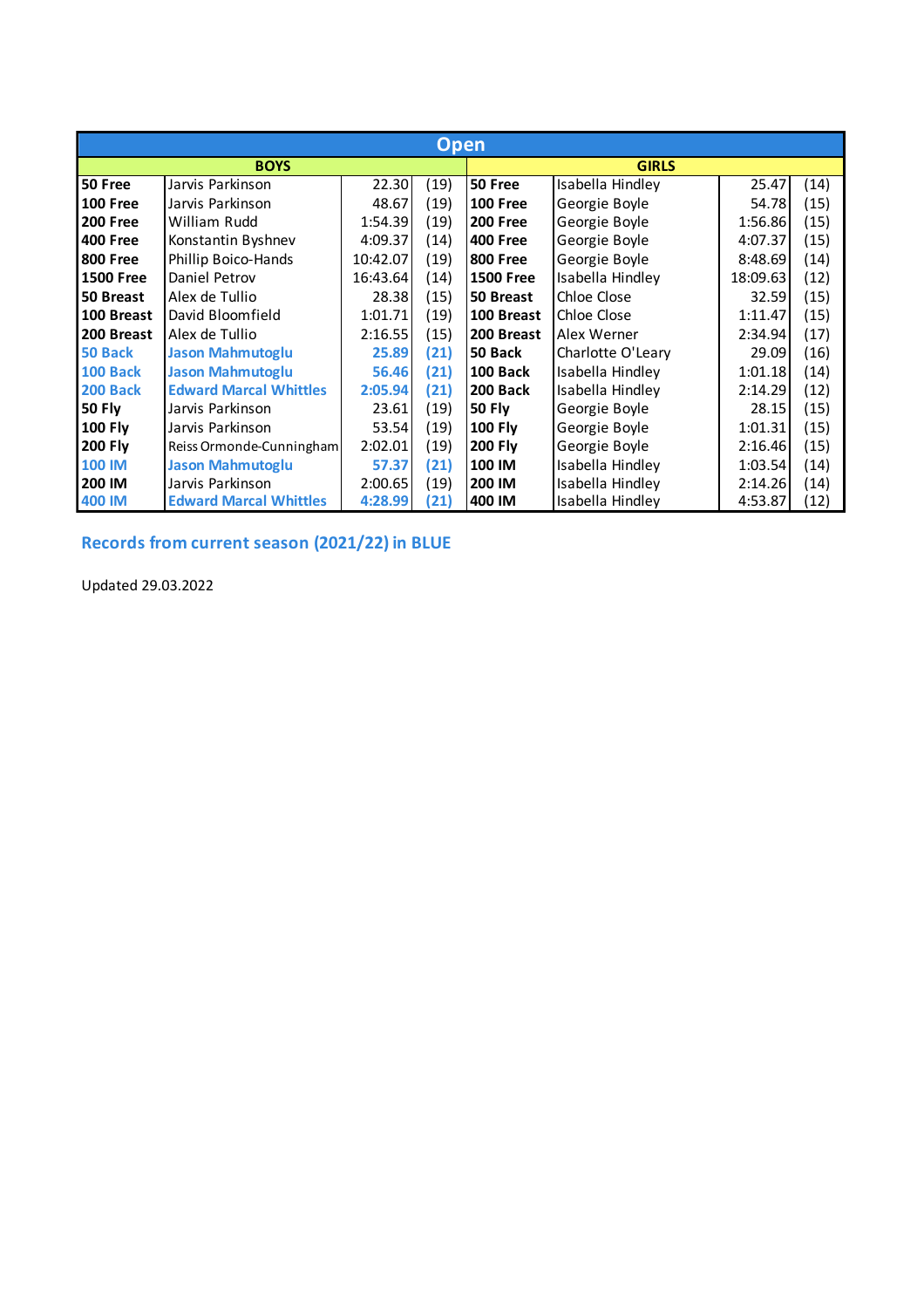| Open | | | | | | | |
|---|---|---|---|---|---|---|---|
| BOYS | | | | GIRLS | | | |
| 50 Free | Jarvis Parkinson | 22.30 | (19) | 50 Free | Isabella Hindley | 25.47 | (14) |
| 100 Free | Jarvis Parkinson | 48.67 | (19) | 100 Free | Georgie Boyle | 54.78 | (15) |
| 200 Free | William Rudd | 1:54.39 | (19) | 200 Free | Georgie Boyle | 1:56.86 | (15) |
| 400 Free | Konstantin Byshnev | 4:09.37 | (14) | 400 Free | Georgie Boyle | 4:07.37 | (15) |
| 800 Free | Phillip Boico-Hands | 10:42.07 | (19) | 800 Free | Georgie Boyle | 8:48.69 | (14) |
| 1500 Free | Daniel Petrov | 16:43.64 | (14) | 1500 Free | Isabella Hindley | 18:09.63 | (12) |
| 50 Breast | Alex de Tullio | 28.38 | (15) | 50 Breast | Chloe Close | 32.59 | (15) |
| 100 Breast | David Bloomfield | 1:01.71 | (19) | 100 Breast | Chloe Close | 1:11.47 | (15) |
| 200 Breast | Alex de Tullio | 2:16.55 | (15) | 200 Breast | Alex Werner | 2:34.94 | (17) |
| 50 Back | Jason Mahmutoglu | 25.89 | (21) | 50 Back | Charlotte O'Leary | 29.09 | (16) |
| 100 Back | Jason Mahmutoglu | 56.46 | (21) | 100 Back | Isabella Hindley | 1:01.18 | (14) |
| 200 Back | Edward Marcal Whittles | 2:05.94 | (21) | 200 Back | Isabella Hindley | 2:14.29 | (12) |
| 50 Fly | Jarvis Parkinson | 23.61 | (19) | 50 Fly | Georgie Boyle | 28.15 | (15) |
| 100 Fly | Jarvis Parkinson | 53.54 | (19) | 100 Fly | Georgie Boyle | 1:01.31 | (15) |
| 200 Fly | Reiss Ormonde-Cunningham | 2:02.01 | (19) | 200 Fly | Georgie Boyle | 2:16.46 | (15) |
| 100 IM | Jason Mahmutoglu | 57.37 | (21) | 100 IM | Isabella Hindley | 1:03.54 | (14) |
| 200 IM | Jarvis Parkinson | 2:00.65 | (19) | 200 IM | Isabella Hindley | 2:14.26 | (14) |
| 400 IM | Edward Marcal Whittles | 4:28.99 | (21) | 400 IM | Isabella Hindley | 4:53.87 | (12) |

**Records from current season (2021/22) in BLUE**

Updated 29.03.2022